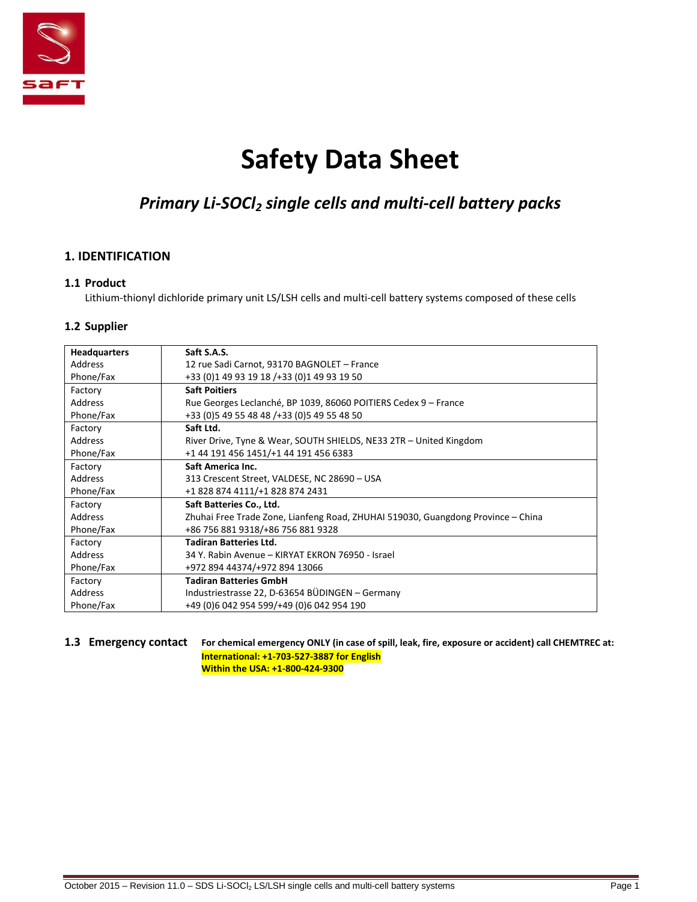# Safety Data Sheet

## *Primary Li-$SOCl_2$ single cells and multi-cell battery packs*

### 1. IDENTIFICATION

#### 1.1 Product

Lithium-thionyl dichloride primary unit LS/LSH cells and multi-cell battery systems composed of these cells

#### 1.2 Supplier

| **Headquarters**<br>Address<br>Phone/Fax | **Saft S.A.S.**<br>12 rue Sadi Carnot, 93170 BAGNOLET – France<br>+33 (0)1 49 93 19 18 /+33 (0)1 49 93 19 50 |
|---|---|
| Factory<br>Address<br>Phone/Fax | **Saft Poitiers**<br>Rue Georges Leclanché, BP 1039, 86060 POITIERS Cedex 9 – France<br>+33 (0)5 49 55 48 48 /+33 (0)5 49 55 48 50 |
| Factory<br>Address<br>Phone/Fax | **Saft Ltd.**<br>River Drive, Tyne & Wear, SOUTH SHIELDS, NE33 2TR – United Kingdom<br>+1 44 191 456 1451/+1 44 191 456 6383 |
| Factory<br>Address<br>Phone/Fax | **Saft America Inc.**<br>313 Crescent Street, VALDESE, NC 28690 – USA<br>+1 828 874 4111/+1 828 874 2431 |
| Factory<br>Address<br>Phone/Fax | **Saft Batteries Co., Ltd.**<br>Zhuhai Free Trade Zone, Lianfeng Road, ZHUHAI 519030, Guangdong Province – China<br>+86 756 881 9318/+86 756 881 9328 |
| Factory<br>Address<br>Phone/Fax | **Tadiran Batteries Ltd.**<br>34 Y. Rabin Avenue – KIRYAT EKRON 76950 - Israel<br>+972 894 44374/+972 894 13066 |
| Factory<br>Address<br>Phone/Fax | **Tadiran Batteries GmbH**<br>Industriestrasse 22, D-63654 BÜDINGEN – Germany<br>+49 (0)6 042 954 599/+49 (0)6 042 954 190 |

#### 1.3 Emergency contact

**For chemical emergency ONLY (in case of spill, leak, fire, exposure or accident) call CHEMTREC at:**
**International: +1-703-527-3887 for English**
**Within the USA: +1-800-424-9300**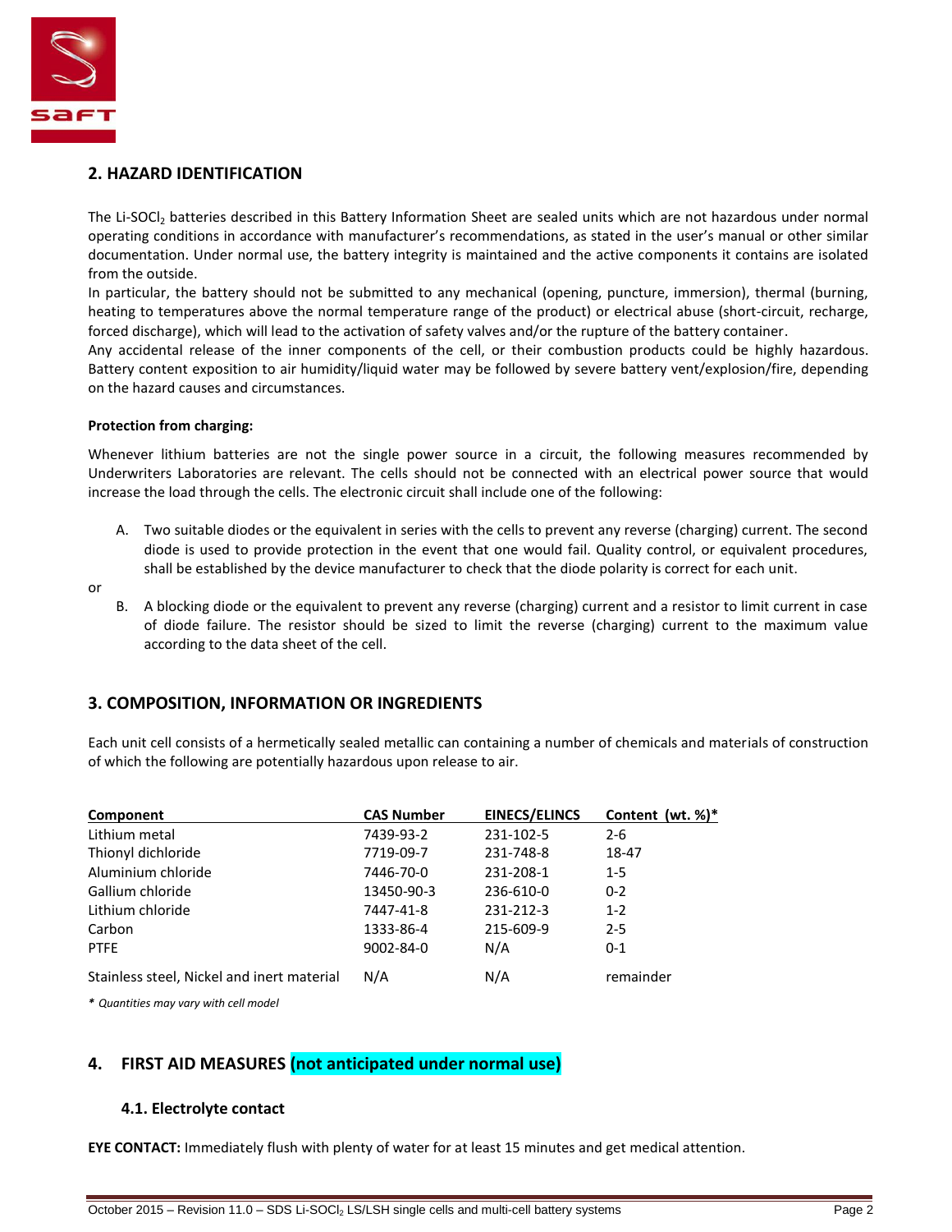## 2. HAZARD IDENTIFICATION

The Li-$SOCl_2$ batteries described in this Battery Information Sheet are sealed units which are not hazardous under normal operating conditions in accordance with manufacturer's recommendations, as stated in the user's manual or other similar documentation. Under normal use, the battery integrity is maintained and the active components it contains are isolated from the outside.

In particular, the battery should not be submitted to any mechanical (opening, puncture, immersion), thermal (burning, heating to temperatures above the normal temperature range of the product) or electrical abuse (short-circuit, recharge, forced discharge), which will lead to the activation of safety valves and/or the rupture of the battery container.

Any accidental release of the inner components of the cell, or their combustion products could be highly hazardous. Battery content exposition to air humidity/liquid water may be followed by severe battery vent/explosion/fire, depending on the hazard causes and circumstances.

**Protection from charging:**

Whenever lithium batteries are not the single power source in a circuit, the following measures recommended by Underwriters Laboratories are relevant. The cells should not be connected with an electrical power source that would increase the load through the cells. The electronic circuit shall include one of the following:

A. Two suitable diodes or the equivalent in series with the cells to prevent any reverse (charging) current. The second diode is used to provide protection in the event that one would fail. Quality control, or equivalent procedures, shall be established by the device manufacturer to check that the diode polarity is correct for each unit.

or

B. A blocking diode or the equivalent to prevent any reverse (charging) current and a resistor to limit current in case of diode failure. The resistor should be sized to limit the reverse (charging) current to the maximum value according to the data sheet of the cell.

## 3. COMPOSITION, INFORMATION OR INGREDIENTS

Each unit cell consists of a hermetically sealed metallic can containing a number of chemicals and materials of construction of which the following are potentially hazardous upon release to air.

| Component | CAS Number | EINECS/ELINCS | Content (wt. %)* |
|---|---|---|---|
| Lithium metal | 7439-93-2 | 231-102-5 | 2-6 |
| Thionyl dichloride | 7719-09-7 | 231-748-8 | 18-47 |
| Aluminium chloride | 7446-70-0 | 231-208-1 | 1-5 |
| Gallium chloride | 13450-90-3 | 236-610-0 | 0-2 |
| Lithium chloride | 7447-41-8 | 231-212-3 | 1-2 |
| Carbon | 1333-86-4 | 215-609-9 | 2-5 |
| PTFE | 9002-84-0 | N/A | 0-1 |
| Stainless steel, Nickel and inert material | N/A | N/A | remainder |

*\* Quantities may vary with cell model*

## 4. FIRST AID MEASURES (not anticipated under normal use)

### 4.1. Electrolyte contact

**EYE CONTACT:** Immediately flush with plenty of water for at least 15 minutes and get medical attention.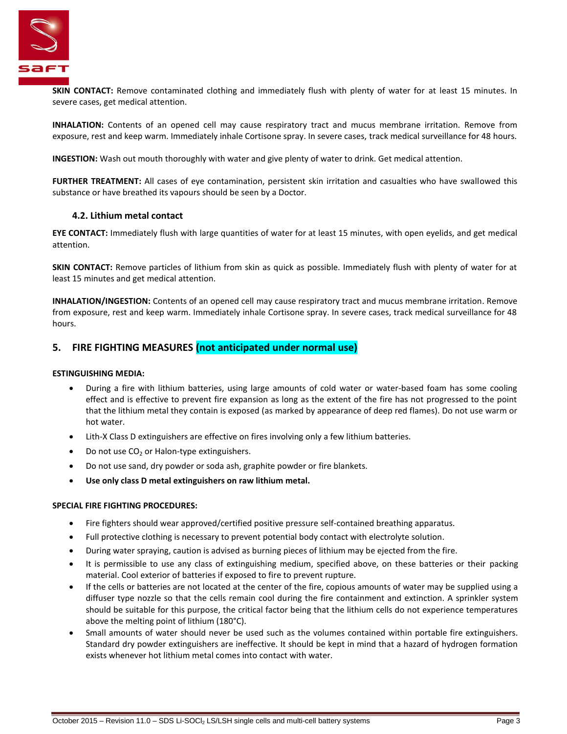**SKIN CONTACT:** Remove contaminated clothing and immediately flush with plenty of water for at least 15 minutes. In severe cases, get medical attention.

**INHALATION:** Contents of an opened cell may cause respiratory tract and mucus membrane irritation. Remove from exposure, rest and keep warm. Immediately inhale Cortisone spray. In severe cases, track medical surveillance for 48 hours.

**INGESTION:** Wash out mouth thoroughly with water and give plenty of water to drink. Get medical attention.

**FURTHER TREATMENT:** All cases of eye contamination, persistent skin irritation and casualties who have swallowed this substance or have breathed its vapours should be seen by a Doctor.

### 4.2. Lithium metal contact

**EYE CONTACT:** Immediately flush with large quantities of water for at least 15 minutes, with open eyelids, and get medical attention.

**SKIN CONTACT:** Remove particles of lithium from skin as quick as possible. Immediately flush with plenty of water for at least 15 minutes and get medical attention.

**INHALATION/INGESTION:** Contents of an opened cell may cause respiratory tract and mucus membrane irritation. Remove from exposure, rest and keep warm. Immediately inhale Cortisone spray. In severe cases, track medical surveillance for 48 hours.

## 5. FIRE FIGHTING MEASURES (not anticipated under normal use)

**ESTINGUISHING MEDIA:**

- During a fire with lithium batteries, using large amounts of cold water or water-based foam has some cooling effect and is effective to prevent fire expansion as long as the extent of the fire has not progressed to the point that the lithium metal they contain is exposed (as marked by appearance of deep red flames). Do not use warm or hot water.
- Lith-X Class D extinguishers are effective on fires involving only a few lithium batteries.
- Do not use $CO_2$ or Halon-type extinguishers.
- Do not use sand, dry powder or soda ash, graphite powder or fire blankets.
- **Use only class D metal extinguishers on raw lithium metal.**

**SPECIAL FIRE FIGHTING PROCEDURES:**

- Fire fighters should wear approved/certified positive pressure self-contained breathing apparatus.
- Full protective clothing is necessary to prevent potential body contact with electrolyte solution.
- During water spraying, caution is advised as burning pieces of lithium may be ejected from the fire.
- It is permissible to use any class of extinguishing medium, specified above, on these batteries or their packing material. Cool exterior of batteries if exposed to fire to prevent rupture.
- If the cells or batteries are not located at the center of the fire, copious amounts of water may be supplied using a diffuser type nozzle so that the cells remain cool during the fire containment and extinction. A sprinkler system should be suitable for this purpose, the critical factor being that the lithium cells do not experience temperatures above the melting point of lithium (180°C).
- Small amounts of water should never be used such as the volumes contained within portable fire extinguishers. Standard dry powder extinguishers are ineffective. It should be kept in mind that a hazard of hydrogen formation exists whenever hot lithium metal comes into contact with water.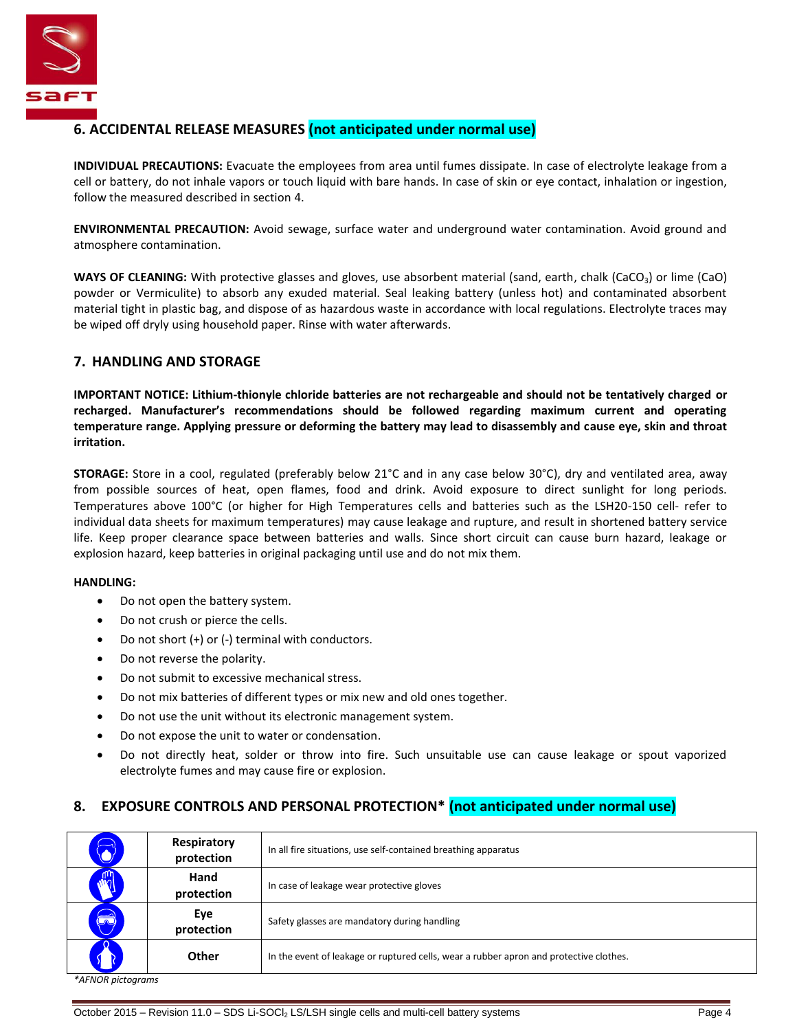## 6. ACCIDENTAL RELEASE MEASURES (not anticipated under normal use)

**INDIVIDUAL PRECAUTIONS:** Evacuate the employees from area until fumes dissipate. In case of electrolyte leakage from a cell or battery, do not inhale vapors or touch liquid with bare hands. In case of skin or eye contact, inhalation or ingestion, follow the measured described in section 4.

**ENVIRONMENTAL PRECAUTION:** Avoid sewage, surface water and underground water contamination. Avoid ground and atmosphere contamination.

**WAYS OF CLEANING:** With protective glasses and gloves, use absorbent material (sand, earth, chalk ($CaCO_3$) or lime (CaO) powder or Vermiculite) to absorb any exuded material. Seal leaking battery (unless hot) and contaminated absorbent material tight in plastic bag, and dispose of as hazardous waste in accordance with local regulations. Electrolyte traces may be wiped off dryly using household paper. Rinse with water afterwards.

## 7. HANDLING AND STORAGE

**IMPORTANT NOTICE: Lithium-thionyle chloride batteries are not rechargeable and should not be tentatively charged or recharged. Manufacturer's recommendations should be followed regarding maximum current and operating temperature range. Applying pressure or deforming the battery may lead to disassembly and cause eye, skin and throat irritation.**

**STORAGE:** Store in a cool, regulated (preferably below 21°C and in any case below 30°C), dry and ventilated area, away from possible sources of heat, open flames, food and drink. Avoid exposure to direct sunlight for long periods. Temperatures above 100°C (or higher for High Temperatures cells and batteries such as the LSH20-150 cell- refer to individual data sheets for maximum temperatures) may cause leakage and rupture, and result in shortened battery service life. Keep proper clearance space between batteries and walls. Since short circuit can cause burn hazard, leakage or explosion hazard, keep batteries in original packaging until use and do not mix them.

**HANDLING:**

- Do not open the battery system.
- Do not crush or pierce the cells.
- Do not short (+) or (-) terminal with conductors.
- Do not reverse the polarity.
- Do not submit to excessive mechanical stress.
- Do not mix batteries of different types or mix new and old ones together.
- Do not use the unit without its electronic management system.
- Do not expose the unit to water or condensation.
- Do not directly heat, solder or throw into fire. Such unsuitable use can cause leakage or spout vaporized electrolyte fumes and may cause fire or explosion.

## 8. EXPOSURE CONTROLS AND PERSONAL PROTECTION* (not anticipated under normal use)

| | | |
|---|---|---|
| | **Respiratory protection** | In all fire situations, use self-contained breathing apparatus |
| | **Hand protection** | In case of leakage wear protective gloves |
| | **Eye protection** | Safety glasses are mandatory during handling |
| | **Other** | In the event of leakage or ruptured cells, wear a rubber apron and protective clothes. |

*\*AFNOR pictograms*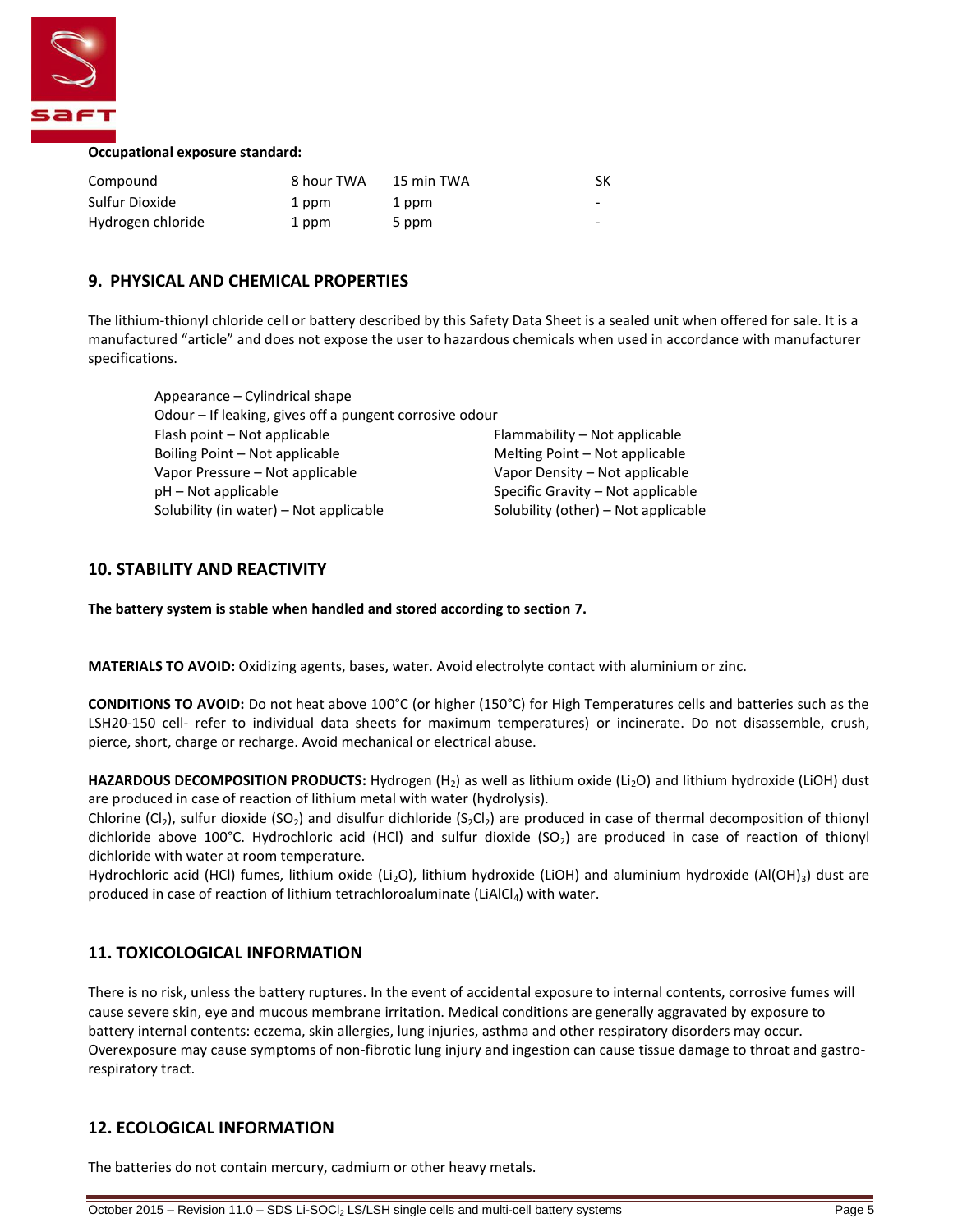**Occupational exposure standard:**

| Compound | 8 hour TWA | 15 min TWA | SK |
|---|---|---|---|
| Sulfur Dioxide | 1 ppm | 1 ppm | - |
| Hydrogen chloride | 1 ppm | 5 ppm | - |

## 9. PHYSICAL AND CHEMICAL PROPERTIES

The lithium-thionyl chloride cell or battery described by this Safety Data Sheet is a sealed unit when offered for sale. It is a manufactured "article" and does not expose the user to hazardous chemicals when used in accordance with manufacturer specifications.

Appearance – Cylindrical shape
Odour – If leaking, gives off a pungent corrosive odour

| | |
|---|---|
| Flash point – Not applicable | Flammability – Not applicable |
| Boiling Point – Not applicable | Melting Point – Not applicable |
| Vapor Pressure – Not applicable | Vapor Density – Not applicable |
| pH – Not applicable | Specific Gravity – Not applicable |
| Solubility (in water) – Not applicable | Solubility (other) – Not applicable |

## 10. STABILITY AND REACTIVITY

**The battery system is stable when handled and stored according to section 7.**

**MATERIALS TO AVOID:** Oxidizing agents, bases, water. Avoid electrolyte contact with aluminium or zinc.

**CONDITIONS TO AVOID:** Do not heat above 100°C (or higher (150°C) for High Temperatures cells and batteries such as the LSH20-150 cell- refer to individual data sheets for maximum temperatures) or incinerate. Do not disassemble, crush, pierce, short, charge or recharge. Avoid mechanical or electrical abuse.

**HAZARDOUS DECOMPOSITION PRODUCTS:** Hydrogen ($H_2$) as well as lithium oxide ($Li_2O$) and lithium hydroxide (LiOH) dust are produced in case of reaction of lithium metal with water (hydrolysis).
Chlorine ($Cl_2$), sulfur dioxide ($SO_2$) and disulfur dichloride ($S_2Cl_2$) are produced in case of thermal decomposition of thionyl dichloride above 100°C. Hydrochloric acid (HCl) and sulfur dioxide ($SO_2$) are produced in case of reaction of thionyl dichloride with water at room temperature.
Hydrochloric acid (HCl) fumes, lithium oxide ($Li_2O$), lithium hydroxide (LiOH) and aluminium hydroxide ($Al(OH)_3$) dust are produced in case of reaction of lithium tetrachloroaluminate ($LiAlCl_4$) with water.

## 11. TOXICOLOGICAL INFORMATION

There is no risk, unless the battery ruptures. In the event of accidental exposure to internal contents, corrosive fumes will cause severe skin, eye and mucous membrane irritation. Medical conditions are generally aggravated by exposure to battery internal contents: eczema, skin allergies, lung injuries, asthma and other respiratory disorders may occur. Overexposure may cause symptoms of non-fibrotic lung injury and ingestion can cause tissue damage to throat and gastro-respiratory tract.

## 12. ECOLOGICAL INFORMATION

The batteries do not contain mercury, cadmium or other heavy metals.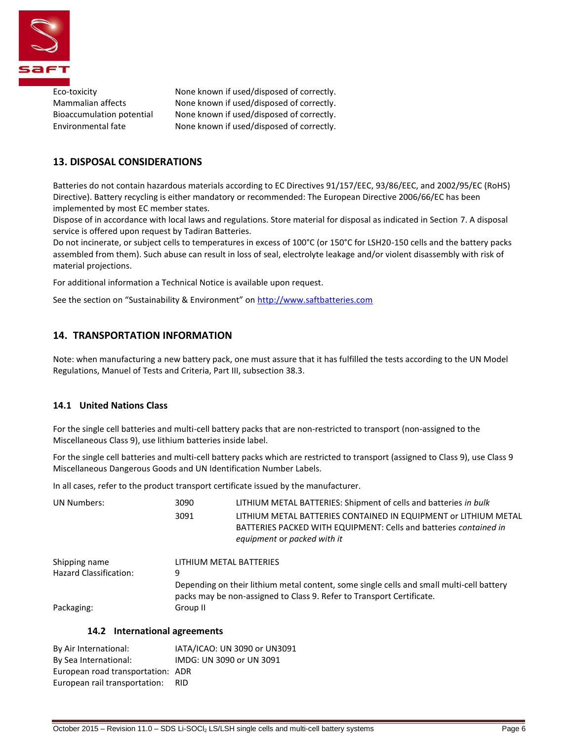| | |
|---|---|
| Eco-toxicity | None known if used/disposed of correctly. |
| Mammalian affects | None known if used/disposed of correctly. |
| Bioaccumulation potential | None known if used/disposed of correctly. |
| Environmental fate | None known if used/disposed of correctly. |

## 13. DISPOSAL CONSIDERATIONS

Batteries do not contain hazardous materials according to EC Directives 91/157/EEC, 93/86/EEC, and 2002/95/EC (RoHS) Directive). Battery recycling is either mandatory or recommended: The European Directive 2006/66/EC has been implemented by most EC member states.
Dispose of in accordance with local laws and regulations. Store material for disposal as indicated in Section 7. A disposal service is offered upon request by Tadiran Batteries.
Do not incinerate, or subject cells to temperatures in excess of 100°C (or 150°C for LSH20-150 cells and the battery packs assembled from them). Such abuse can result in loss of seal, electrolyte leakage and/or violent disassembly with risk of material projections.

For additional information a Technical Notice is available upon request.

See the section on "Sustainability & Environment" on http://www.saftbatteries.com

## 14. TRANSPORTATION INFORMATION

Note: when manufacturing a new battery pack, one must assure that it has fulfilled the tests according to the UN Model Regulations, Manuel of Tests and Criteria, Part III, subsection 38.3.

### 14.1 United Nations Class

For the single cell batteries and multi-cell battery packs that are non-restricted to transport (non-assigned to the Miscellaneous Class 9), use lithium batteries inside label.

For the single cell batteries and multi-cell battery packs which are restricted to transport (assigned to Class 9), use Class 9 Miscellaneous Dangerous Goods and UN Identification Number Labels.

In all cases, refer to the product transport certificate issued by the manufacturer.

| | | |
|---|---|---|
| UN Numbers: | 3090 | LITHIUM METAL BATTERIES: Shipment of cells and batteries *in bulk* |
| | 3091 | LITHIUM METAL BATTERIES CONTAINED IN EQUIPMENT or LITHIUM METAL BATTERIES PACKED WITH EQUIPMENT: Cells and batteries *contained in equipment* or *packed with it* |

| | |
|---|---|
| Shipping name | LITHIUM METAL BATTERIES |
| Hazard Classification: | 9<br>Depending on their lithium metal content, some single cells and small multi-cell battery packs may be non-assigned to Class 9. Refer to Transport Certificate. |
| Packaging: | Group II |

### 14.2 International agreements

| | |
|---|---|
| By Air International: | IATA/ICAO: UN 3090 or UN3091 |
| By Sea International: | IMDG: UN 3090 or UN 3091 |
| European road transportation: | ADR |
| European rail transportation: | RID |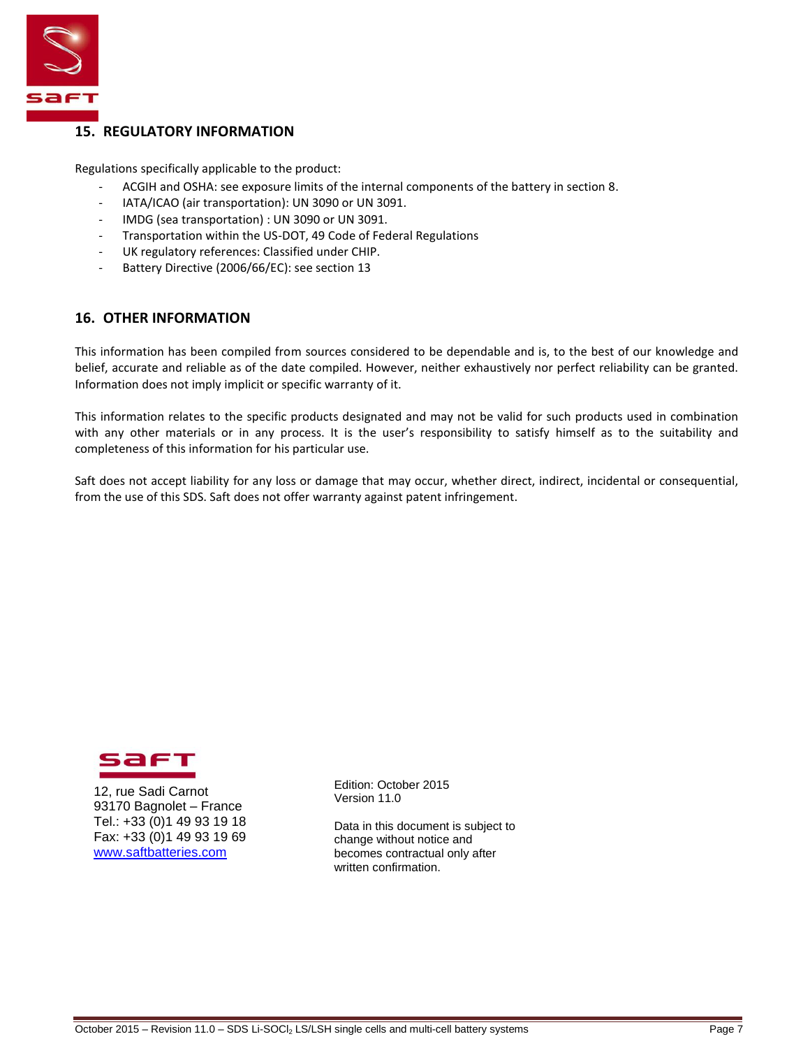## 15. REGULATORY INFORMATION

Regulations specifically applicable to the product:

- ACGIH and OSHA: see exposure limits of the internal components of the battery in section 8.
- IATA/ICAO (air transportation): UN 3090 or UN 3091.
- IMDG (sea transportation) : UN 3090 or UN 3091.
- Transportation within the US-DOT, 49 Code of Federal Regulations
- UK regulatory references: Classified under CHIP.
- Battery Directive (2006/66/EC): see section 13

## 16. OTHER INFORMATION

This information has been compiled from sources considered to be dependable and is, to the best of our knowledge and belief, accurate and reliable as of the date compiled. However, neither exhaustively nor perfect reliability can be granted. Information does not imply implicit or specific warranty of it.

This information relates to the specific products designated and may not be valid for such products used in combination with any other materials or in any process. It is the user's responsibility to satisfy himself as to the suitability and completeness of this information for his particular use.

Saft does not accept liability for any loss or damage that may occur, whether direct, indirect, incidental or consequential, from the use of this SDS. Saft does not offer warranty against patent infringement.

saft

12, rue Sadi Carnot
93170 Bagnolet – France
Tel.: +33 (0)1 49 93 19 18
Fax: +33 (0)1 49 93 19 69
www.saftbatteries.com

Edition: October 2015
Version 11.0

Data in this document is subject to change without notice and becomes contractual only after written confirmation.